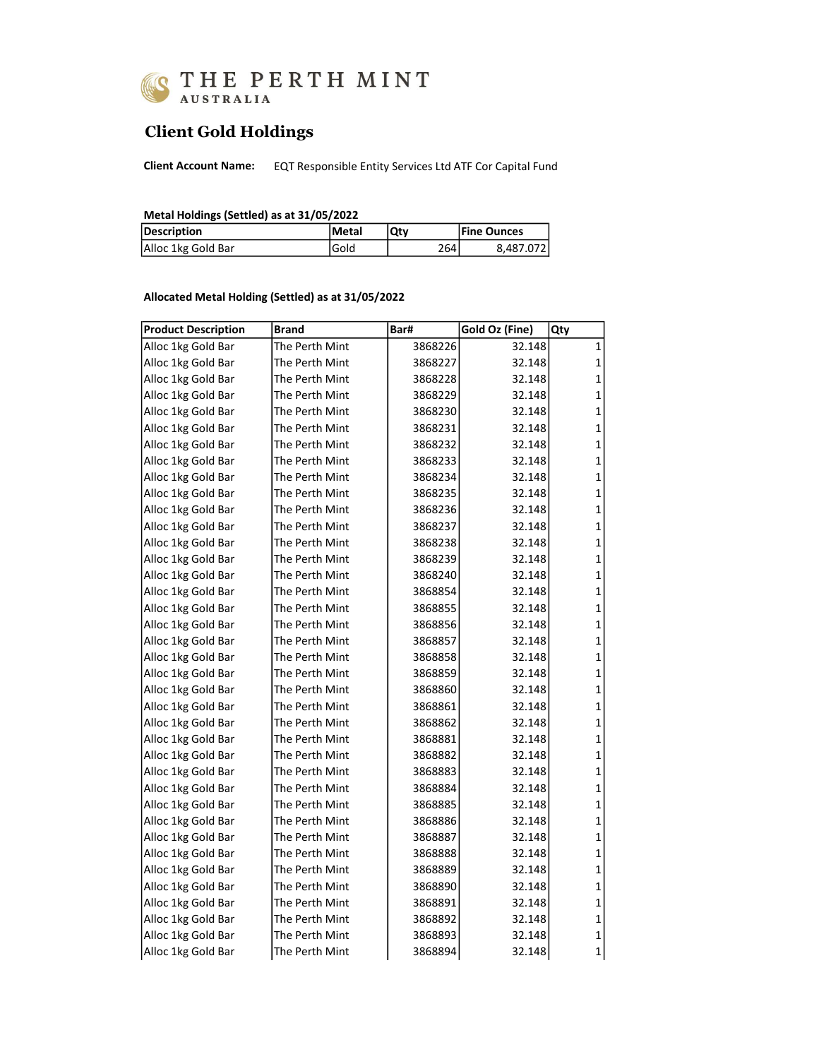# THE PERTH MINT
AUSTRALIA

## Client Gold Holdings

**Client Account Name:** EQT Responsible Entity Services Ltd ATF Cor Capital Fund

**Metal Holdings (Settled) as at 31/05/2022**

| Description | Metal | Qty | Fine Ounces |
|---|---|---|---|
| Alloc 1kg Gold Bar | Gold | 264 | 8,487.072 |

**Allocated Metal Holding (Settled) as at 31/05/2022**

| Product Description | Brand | Bar# | Gold Oz (Fine) | Qty |
|---|---|---|---|---|
| Alloc 1kg Gold Bar | The Perth Mint | 3868226 | 32.148 | 1 |
| Alloc 1kg Gold Bar | The Perth Mint | 3868227 | 32.148 | 1 |
| Alloc 1kg Gold Bar | The Perth Mint | 3868228 | 32.148 | 1 |
| Alloc 1kg Gold Bar | The Perth Mint | 3868229 | 32.148 | 1 |
| Alloc 1kg Gold Bar | The Perth Mint | 3868230 | 32.148 | 1 |
| Alloc 1kg Gold Bar | The Perth Mint | 3868231 | 32.148 | 1 |
| Alloc 1kg Gold Bar | The Perth Mint | 3868232 | 32.148 | 1 |
| Alloc 1kg Gold Bar | The Perth Mint | 3868233 | 32.148 | 1 |
| Alloc 1kg Gold Bar | The Perth Mint | 3868234 | 32.148 | 1 |
| Alloc 1kg Gold Bar | The Perth Mint | 3868235 | 32.148 | 1 |
| Alloc 1kg Gold Bar | The Perth Mint | 3868236 | 32.148 | 1 |
| Alloc 1kg Gold Bar | The Perth Mint | 3868237 | 32.148 | 1 |
| Alloc 1kg Gold Bar | The Perth Mint | 3868238 | 32.148 | 1 |
| Alloc 1kg Gold Bar | The Perth Mint | 3868239 | 32.148 | 1 |
| Alloc 1kg Gold Bar | The Perth Mint | 3868240 | 32.148 | 1 |
| Alloc 1kg Gold Bar | The Perth Mint | 3868854 | 32.148 | 1 |
| Alloc 1kg Gold Bar | The Perth Mint | 3868855 | 32.148 | 1 |
| Alloc 1kg Gold Bar | The Perth Mint | 3868856 | 32.148 | 1 |
| Alloc 1kg Gold Bar | The Perth Mint | 3868857 | 32.148 | 1 |
| Alloc 1kg Gold Bar | The Perth Mint | 3868858 | 32.148 | 1 |
| Alloc 1kg Gold Bar | The Perth Mint | 3868859 | 32.148 | 1 |
| Alloc 1kg Gold Bar | The Perth Mint | 3868860 | 32.148 | 1 |
| Alloc 1kg Gold Bar | The Perth Mint | 3868861 | 32.148 | 1 |
| Alloc 1kg Gold Bar | The Perth Mint | 3868862 | 32.148 | 1 |
| Alloc 1kg Gold Bar | The Perth Mint | 3868881 | 32.148 | 1 |
| Alloc 1kg Gold Bar | The Perth Mint | 3868882 | 32.148 | 1 |
| Alloc 1kg Gold Bar | The Perth Mint | 3868883 | 32.148 | 1 |
| Alloc 1kg Gold Bar | The Perth Mint | 3868884 | 32.148 | 1 |
| Alloc 1kg Gold Bar | The Perth Mint | 3868885 | 32.148 | 1 |
| Alloc 1kg Gold Bar | The Perth Mint | 3868886 | 32.148 | 1 |
| Alloc 1kg Gold Bar | The Perth Mint | 3868887 | 32.148 | 1 |
| Alloc 1kg Gold Bar | The Perth Mint | 3868888 | 32.148 | 1 |
| Alloc 1kg Gold Bar | The Perth Mint | 3868889 | 32.148 | 1 |
| Alloc 1kg Gold Bar | The Perth Mint | 3868890 | 32.148 | 1 |
| Alloc 1kg Gold Bar | The Perth Mint | 3868891 | 32.148 | 1 |
| Alloc 1kg Gold Bar | The Perth Mint | 3868892 | 32.148 | 1 |
| Alloc 1kg Gold Bar | The Perth Mint | 3868893 | 32.148 | 1 |
| Alloc 1kg Gold Bar | The Perth Mint | 3868894 | 32.148 | 1 |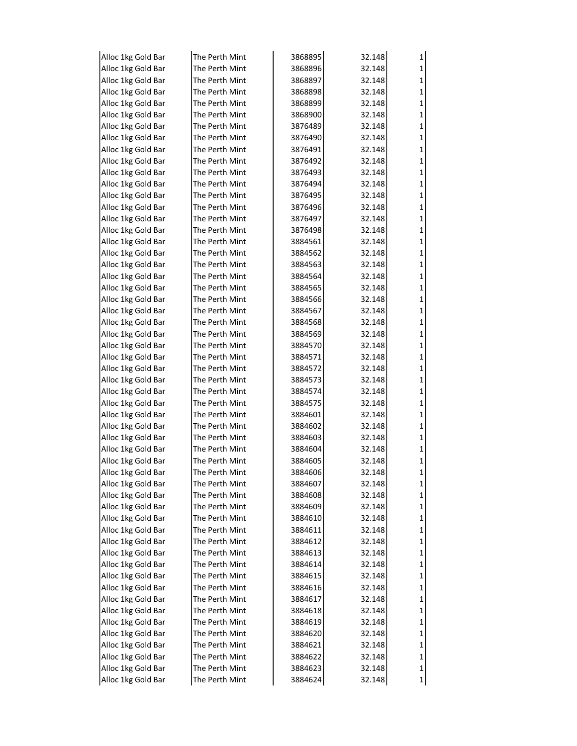| | | | | |
|---|---|---|---|---|
| Alloc 1kg Gold Bar | The Perth Mint | 3868895 | 32.148 | 1 |
| Alloc 1kg Gold Bar | The Perth Mint | 3868896 | 32.148 | 1 |
| Alloc 1kg Gold Bar | The Perth Mint | 3868897 | 32.148 | 1 |
| Alloc 1kg Gold Bar | The Perth Mint | 3868898 | 32.148 | 1 |
| Alloc 1kg Gold Bar | The Perth Mint | 3868899 | 32.148 | 1 |
| Alloc 1kg Gold Bar | The Perth Mint | 3868900 | 32.148 | 1 |
| Alloc 1kg Gold Bar | The Perth Mint | 3876489 | 32.148 | 1 |
| Alloc 1kg Gold Bar | The Perth Mint | 3876490 | 32.148 | 1 |
| Alloc 1kg Gold Bar | The Perth Mint | 3876491 | 32.148 | 1 |
| Alloc 1kg Gold Bar | The Perth Mint | 3876492 | 32.148 | 1 |
| Alloc 1kg Gold Bar | The Perth Mint | 3876493 | 32.148 | 1 |
| Alloc 1kg Gold Bar | The Perth Mint | 3876494 | 32.148 | 1 |
| Alloc 1kg Gold Bar | The Perth Mint | 3876495 | 32.148 | 1 |
| Alloc 1kg Gold Bar | The Perth Mint | 3876496 | 32.148 | 1 |
| Alloc 1kg Gold Bar | The Perth Mint | 3876497 | 32.148 | 1 |
| Alloc 1kg Gold Bar | The Perth Mint | 3876498 | 32.148 | 1 |
| Alloc 1kg Gold Bar | The Perth Mint | 3884561 | 32.148 | 1 |
| Alloc 1kg Gold Bar | The Perth Mint | 3884562 | 32.148 | 1 |
| Alloc 1kg Gold Bar | The Perth Mint | 3884563 | 32.148 | 1 |
| Alloc 1kg Gold Bar | The Perth Mint | 3884564 | 32.148 | 1 |
| Alloc 1kg Gold Bar | The Perth Mint | 3884565 | 32.148 | 1 |
| Alloc 1kg Gold Bar | The Perth Mint | 3884566 | 32.148 | 1 |
| Alloc 1kg Gold Bar | The Perth Mint | 3884567 | 32.148 | 1 |
| Alloc 1kg Gold Bar | The Perth Mint | 3884568 | 32.148 | 1 |
| Alloc 1kg Gold Bar | The Perth Mint | 3884569 | 32.148 | 1 |
| Alloc 1kg Gold Bar | The Perth Mint | 3884570 | 32.148 | 1 |
| Alloc 1kg Gold Bar | The Perth Mint | 3884571 | 32.148 | 1 |
| Alloc 1kg Gold Bar | The Perth Mint | 3884572 | 32.148 | 1 |
| Alloc 1kg Gold Bar | The Perth Mint | 3884573 | 32.148 | 1 |
| Alloc 1kg Gold Bar | The Perth Mint | 3884574 | 32.148 | 1 |
| Alloc 1kg Gold Bar | The Perth Mint | 3884575 | 32.148 | 1 |
| Alloc 1kg Gold Bar | The Perth Mint | 3884601 | 32.148 | 1 |
| Alloc 1kg Gold Bar | The Perth Mint | 3884602 | 32.148 | 1 |
| Alloc 1kg Gold Bar | The Perth Mint | 3884603 | 32.148 | 1 |
| Alloc 1kg Gold Bar | The Perth Mint | 3884604 | 32.148 | 1 |
| Alloc 1kg Gold Bar | The Perth Mint | 3884605 | 32.148 | 1 |
| Alloc 1kg Gold Bar | The Perth Mint | 3884606 | 32.148 | 1 |
| Alloc 1kg Gold Bar | The Perth Mint | 3884607 | 32.148 | 1 |
| Alloc 1kg Gold Bar | The Perth Mint | 3884608 | 32.148 | 1 |
| Alloc 1kg Gold Bar | The Perth Mint | 3884609 | 32.148 | 1 |
| Alloc 1kg Gold Bar | The Perth Mint | 3884610 | 32.148 | 1 |
| Alloc 1kg Gold Bar | The Perth Mint | 3884611 | 32.148 | 1 |
| Alloc 1kg Gold Bar | The Perth Mint | 3884612 | 32.148 | 1 |
| Alloc 1kg Gold Bar | The Perth Mint | 3884613 | 32.148 | 1 |
| Alloc 1kg Gold Bar | The Perth Mint | 3884614 | 32.148 | 1 |
| Alloc 1kg Gold Bar | The Perth Mint | 3884615 | 32.148 | 1 |
| Alloc 1kg Gold Bar | The Perth Mint | 3884616 | 32.148 | 1 |
| Alloc 1kg Gold Bar | The Perth Mint | 3884617 | 32.148 | 1 |
| Alloc 1kg Gold Bar | The Perth Mint | 3884618 | 32.148 | 1 |
| Alloc 1kg Gold Bar | The Perth Mint | 3884619 | 32.148 | 1 |
| Alloc 1kg Gold Bar | The Perth Mint | 3884620 | 32.148 | 1 |
| Alloc 1kg Gold Bar | The Perth Mint | 3884621 | 32.148 | 1 |
| Alloc 1kg Gold Bar | The Perth Mint | 3884622 | 32.148 | 1 |
| Alloc 1kg Gold Bar | The Perth Mint | 3884623 | 32.148 | 1 |
| Alloc 1kg Gold Bar | The Perth Mint | 3884624 | 32.148 | 1 |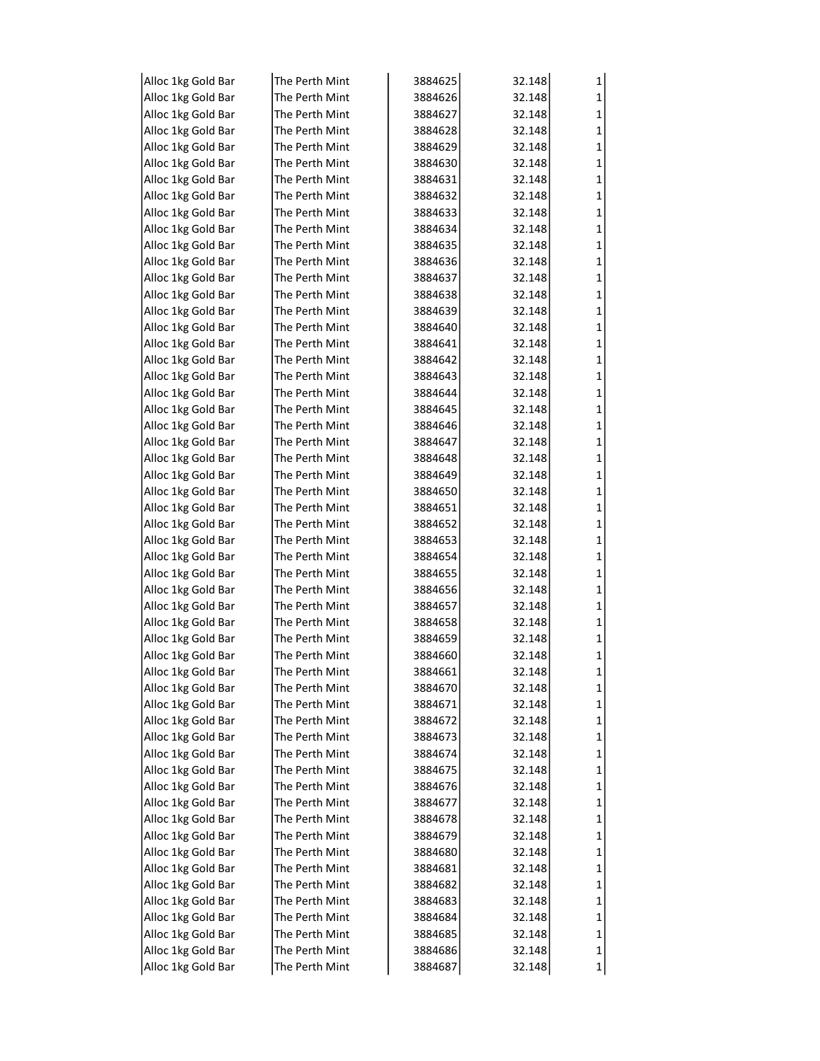| | | | | |
|---|---|---|---|---|
| Alloc 1kg Gold Bar | The Perth Mint | 3884625 | 32.148 | 1 |
| Alloc 1kg Gold Bar | The Perth Mint | 3884626 | 32.148 | 1 |
| Alloc 1kg Gold Bar | The Perth Mint | 3884627 | 32.148 | 1 |
| Alloc 1kg Gold Bar | The Perth Mint | 3884628 | 32.148 | 1 |
| Alloc 1kg Gold Bar | The Perth Mint | 3884629 | 32.148 | 1 |
| Alloc 1kg Gold Bar | The Perth Mint | 3884630 | 32.148 | 1 |
| Alloc 1kg Gold Bar | The Perth Mint | 3884631 | 32.148 | 1 |
| Alloc 1kg Gold Bar | The Perth Mint | 3884632 | 32.148 | 1 |
| Alloc 1kg Gold Bar | The Perth Mint | 3884633 | 32.148 | 1 |
| Alloc 1kg Gold Bar | The Perth Mint | 3884634 | 32.148 | 1 |
| Alloc 1kg Gold Bar | The Perth Mint | 3884635 | 32.148 | 1 |
| Alloc 1kg Gold Bar | The Perth Mint | 3884636 | 32.148 | 1 |
| Alloc 1kg Gold Bar | The Perth Mint | 3884637 | 32.148 | 1 |
| Alloc 1kg Gold Bar | The Perth Mint | 3884638 | 32.148 | 1 |
| Alloc 1kg Gold Bar | The Perth Mint | 3884639 | 32.148 | 1 |
| Alloc 1kg Gold Bar | The Perth Mint | 3884640 | 32.148 | 1 |
| Alloc 1kg Gold Bar | The Perth Mint | 3884641 | 32.148 | 1 |
| Alloc 1kg Gold Bar | The Perth Mint | 3884642 | 32.148 | 1 |
| Alloc 1kg Gold Bar | The Perth Mint | 3884643 | 32.148 | 1 |
| Alloc 1kg Gold Bar | The Perth Mint | 3884644 | 32.148 | 1 |
| Alloc 1kg Gold Bar | The Perth Mint | 3884645 | 32.148 | 1 |
| Alloc 1kg Gold Bar | The Perth Mint | 3884646 | 32.148 | 1 |
| Alloc 1kg Gold Bar | The Perth Mint | 3884647 | 32.148 | 1 |
| Alloc 1kg Gold Bar | The Perth Mint | 3884648 | 32.148 | 1 |
| Alloc 1kg Gold Bar | The Perth Mint | 3884649 | 32.148 | 1 |
| Alloc 1kg Gold Bar | The Perth Mint | 3884650 | 32.148 | 1 |
| Alloc 1kg Gold Bar | The Perth Mint | 3884651 | 32.148 | 1 |
| Alloc 1kg Gold Bar | The Perth Mint | 3884652 | 32.148 | 1 |
| Alloc 1kg Gold Bar | The Perth Mint | 3884653 | 32.148 | 1 |
| Alloc 1kg Gold Bar | The Perth Mint | 3884654 | 32.148 | 1 |
| Alloc 1kg Gold Bar | The Perth Mint | 3884655 | 32.148 | 1 |
| Alloc 1kg Gold Bar | The Perth Mint | 3884656 | 32.148 | 1 |
| Alloc 1kg Gold Bar | The Perth Mint | 3884657 | 32.148 | 1 |
| Alloc 1kg Gold Bar | The Perth Mint | 3884658 | 32.148 | 1 |
| Alloc 1kg Gold Bar | The Perth Mint | 3884659 | 32.148 | 1 |
| Alloc 1kg Gold Bar | The Perth Mint | 3884660 | 32.148 | 1 |
| Alloc 1kg Gold Bar | The Perth Mint | 3884661 | 32.148 | 1 |
| Alloc 1kg Gold Bar | The Perth Mint | 3884670 | 32.148 | 1 |
| Alloc 1kg Gold Bar | The Perth Mint | 3884671 | 32.148 | 1 |
| Alloc 1kg Gold Bar | The Perth Mint | 3884672 | 32.148 | 1 |
| Alloc 1kg Gold Bar | The Perth Mint | 3884673 | 32.148 | 1 |
| Alloc 1kg Gold Bar | The Perth Mint | 3884674 | 32.148 | 1 |
| Alloc 1kg Gold Bar | The Perth Mint | 3884675 | 32.148 | 1 |
| Alloc 1kg Gold Bar | The Perth Mint | 3884676 | 32.148 | 1 |
| Alloc 1kg Gold Bar | The Perth Mint | 3884677 | 32.148 | 1 |
| Alloc 1kg Gold Bar | The Perth Mint | 3884678 | 32.148 | 1 |
| Alloc 1kg Gold Bar | The Perth Mint | 3884679 | 32.148 | 1 |
| Alloc 1kg Gold Bar | The Perth Mint | 3884680 | 32.148 | 1 |
| Alloc 1kg Gold Bar | The Perth Mint | 3884681 | 32.148 | 1 |
| Alloc 1kg Gold Bar | The Perth Mint | 3884682 | 32.148 | 1 |
| Alloc 1kg Gold Bar | The Perth Mint | 3884683 | 32.148 | 1 |
| Alloc 1kg Gold Bar | The Perth Mint | 3884684 | 32.148 | 1 |
| Alloc 1kg Gold Bar | The Perth Mint | 3884685 | 32.148 | 1 |
| Alloc 1kg Gold Bar | The Perth Mint | 3884686 | 32.148 | 1 |
| Alloc 1kg Gold Bar | The Perth Mint | 3884687 | 32.148 | 1 |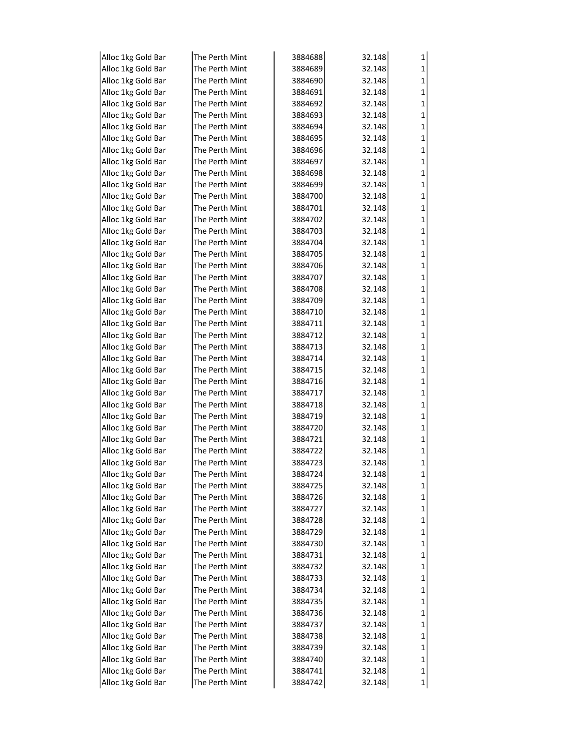| | | | | |
|---|---|---|---|---|
| Alloc 1kg Gold Bar | The Perth Mint | 3884688 | 32.148 | 1 |
| Alloc 1kg Gold Bar | The Perth Mint | 3884689 | 32.148 | 1 |
| Alloc 1kg Gold Bar | The Perth Mint | 3884690 | 32.148 | 1 |
| Alloc 1kg Gold Bar | The Perth Mint | 3884691 | 32.148 | 1 |
| Alloc 1kg Gold Bar | The Perth Mint | 3884692 | 32.148 | 1 |
| Alloc 1kg Gold Bar | The Perth Mint | 3884693 | 32.148 | 1 |
| Alloc 1kg Gold Bar | The Perth Mint | 3884694 | 32.148 | 1 |
| Alloc 1kg Gold Bar | The Perth Mint | 3884695 | 32.148 | 1 |
| Alloc 1kg Gold Bar | The Perth Mint | 3884696 | 32.148 | 1 |
| Alloc 1kg Gold Bar | The Perth Mint | 3884697 | 32.148 | 1 |
| Alloc 1kg Gold Bar | The Perth Mint | 3884698 | 32.148 | 1 |
| Alloc 1kg Gold Bar | The Perth Mint | 3884699 | 32.148 | 1 |
| Alloc 1kg Gold Bar | The Perth Mint | 3884700 | 32.148 | 1 |
| Alloc 1kg Gold Bar | The Perth Mint | 3884701 | 32.148 | 1 |
| Alloc 1kg Gold Bar | The Perth Mint | 3884702 | 32.148 | 1 |
| Alloc 1kg Gold Bar | The Perth Mint | 3884703 | 32.148 | 1 |
| Alloc 1kg Gold Bar | The Perth Mint | 3884704 | 32.148 | 1 |
| Alloc 1kg Gold Bar | The Perth Mint | 3884705 | 32.148 | 1 |
| Alloc 1kg Gold Bar | The Perth Mint | 3884706 | 32.148 | 1 |
| Alloc 1kg Gold Bar | The Perth Mint | 3884707 | 32.148 | 1 |
| Alloc 1kg Gold Bar | The Perth Mint | 3884708 | 32.148 | 1 |
| Alloc 1kg Gold Bar | The Perth Mint | 3884709 | 32.148 | 1 |
| Alloc 1kg Gold Bar | The Perth Mint | 3884710 | 32.148 | 1 |
| Alloc 1kg Gold Bar | The Perth Mint | 3884711 | 32.148 | 1 |
| Alloc 1kg Gold Bar | The Perth Mint | 3884712 | 32.148 | 1 |
| Alloc 1kg Gold Bar | The Perth Mint | 3884713 | 32.148 | 1 |
| Alloc 1kg Gold Bar | The Perth Mint | 3884714 | 32.148 | 1 |
| Alloc 1kg Gold Bar | The Perth Mint | 3884715 | 32.148 | 1 |
| Alloc 1kg Gold Bar | The Perth Mint | 3884716 | 32.148 | 1 |
| Alloc 1kg Gold Bar | The Perth Mint | 3884717 | 32.148 | 1 |
| Alloc 1kg Gold Bar | The Perth Mint | 3884718 | 32.148 | 1 |
| Alloc 1kg Gold Bar | The Perth Mint | 3884719 | 32.148 | 1 |
| Alloc 1kg Gold Bar | The Perth Mint | 3884720 | 32.148 | 1 |
| Alloc 1kg Gold Bar | The Perth Mint | 3884721 | 32.148 | 1 |
| Alloc 1kg Gold Bar | The Perth Mint | 3884722 | 32.148 | 1 |
| Alloc 1kg Gold Bar | The Perth Mint | 3884723 | 32.148 | 1 |
| Alloc 1kg Gold Bar | The Perth Mint | 3884724 | 32.148 | 1 |
| Alloc 1kg Gold Bar | The Perth Mint | 3884725 | 32.148 | 1 |
| Alloc 1kg Gold Bar | The Perth Mint | 3884726 | 32.148 | 1 |
| Alloc 1kg Gold Bar | The Perth Mint | 3884727 | 32.148 | 1 |
| Alloc 1kg Gold Bar | The Perth Mint | 3884728 | 32.148 | 1 |
| Alloc 1kg Gold Bar | The Perth Mint | 3884729 | 32.148 | 1 |
| Alloc 1kg Gold Bar | The Perth Mint | 3884730 | 32.148 | 1 |
| Alloc 1kg Gold Bar | The Perth Mint | 3884731 | 32.148 | 1 |
| Alloc 1kg Gold Bar | The Perth Mint | 3884732 | 32.148 | 1 |
| Alloc 1kg Gold Bar | The Perth Mint | 3884733 | 32.148 | 1 |
| Alloc 1kg Gold Bar | The Perth Mint | 3884734 | 32.148 | 1 |
| Alloc 1kg Gold Bar | The Perth Mint | 3884735 | 32.148 | 1 |
| Alloc 1kg Gold Bar | The Perth Mint | 3884736 | 32.148 | 1 |
| Alloc 1kg Gold Bar | The Perth Mint | 3884737 | 32.148 | 1 |
| Alloc 1kg Gold Bar | The Perth Mint | 3884738 | 32.148 | 1 |
| Alloc 1kg Gold Bar | The Perth Mint | 3884739 | 32.148 | 1 |
| Alloc 1kg Gold Bar | The Perth Mint | 3884740 | 32.148 | 1 |
| Alloc 1kg Gold Bar | The Perth Mint | 3884741 | 32.148 | 1 |
| Alloc 1kg Gold Bar | The Perth Mint | 3884742 | 32.148 | 1 |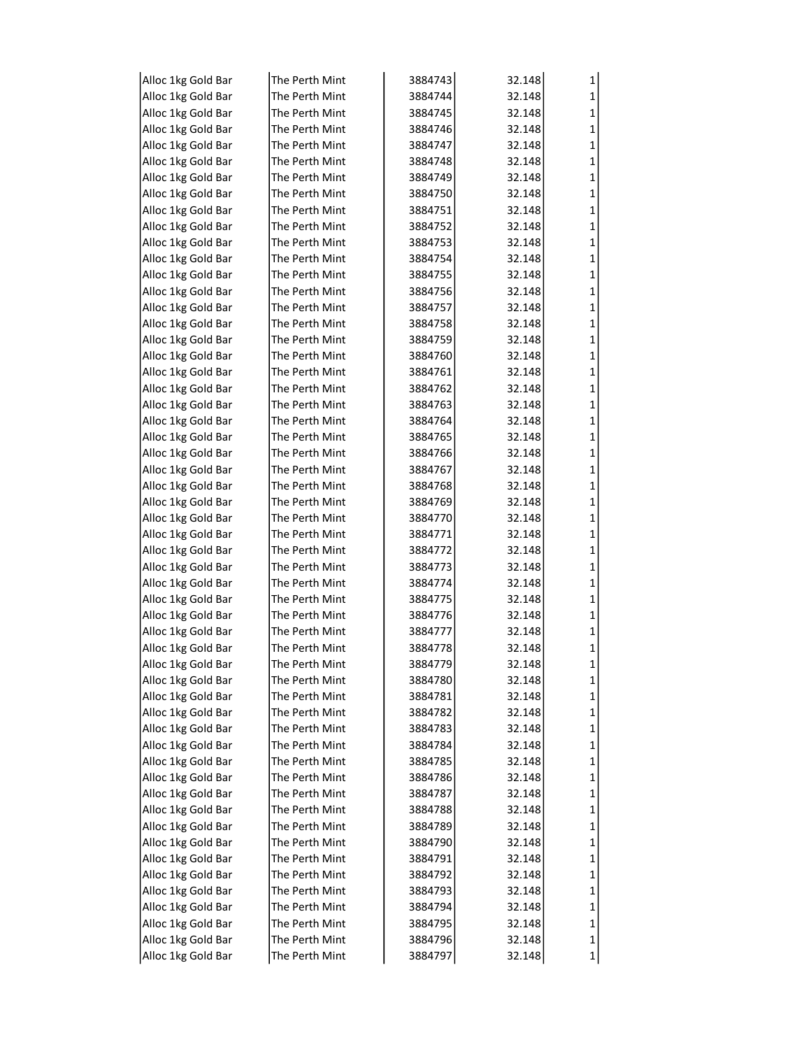| | | | | |
|---|---|---|---|---|
| Alloc 1kg Gold Bar | The Perth Mint | 3884743 | 32.148 | 1 |
| Alloc 1kg Gold Bar | The Perth Mint | 3884744 | 32.148 | 1 |
| Alloc 1kg Gold Bar | The Perth Mint | 3884745 | 32.148 | 1 |
| Alloc 1kg Gold Bar | The Perth Mint | 3884746 | 32.148 | 1 |
| Alloc 1kg Gold Bar | The Perth Mint | 3884747 | 32.148 | 1 |
| Alloc 1kg Gold Bar | The Perth Mint | 3884748 | 32.148 | 1 |
| Alloc 1kg Gold Bar | The Perth Mint | 3884749 | 32.148 | 1 |
| Alloc 1kg Gold Bar | The Perth Mint | 3884750 | 32.148 | 1 |
| Alloc 1kg Gold Bar | The Perth Mint | 3884751 | 32.148 | 1 |
| Alloc 1kg Gold Bar | The Perth Mint | 3884752 | 32.148 | 1 |
| Alloc 1kg Gold Bar | The Perth Mint | 3884753 | 32.148 | 1 |
| Alloc 1kg Gold Bar | The Perth Mint | 3884754 | 32.148 | 1 |
| Alloc 1kg Gold Bar | The Perth Mint | 3884755 | 32.148 | 1 |
| Alloc 1kg Gold Bar | The Perth Mint | 3884756 | 32.148 | 1 |
| Alloc 1kg Gold Bar | The Perth Mint | 3884757 | 32.148 | 1 |
| Alloc 1kg Gold Bar | The Perth Mint | 3884758 | 32.148 | 1 |
| Alloc 1kg Gold Bar | The Perth Mint | 3884759 | 32.148 | 1 |
| Alloc 1kg Gold Bar | The Perth Mint | 3884760 | 32.148 | 1 |
| Alloc 1kg Gold Bar | The Perth Mint | 3884761 | 32.148 | 1 |
| Alloc 1kg Gold Bar | The Perth Mint | 3884762 | 32.148 | 1 |
| Alloc 1kg Gold Bar | The Perth Mint | 3884763 | 32.148 | 1 |
| Alloc 1kg Gold Bar | The Perth Mint | 3884764 | 32.148 | 1 |
| Alloc 1kg Gold Bar | The Perth Mint | 3884765 | 32.148 | 1 |
| Alloc 1kg Gold Bar | The Perth Mint | 3884766 | 32.148 | 1 |
| Alloc 1kg Gold Bar | The Perth Mint | 3884767 | 32.148 | 1 |
| Alloc 1kg Gold Bar | The Perth Mint | 3884768 | 32.148 | 1 |
| Alloc 1kg Gold Bar | The Perth Mint | 3884769 | 32.148 | 1 |
| Alloc 1kg Gold Bar | The Perth Mint | 3884770 | 32.148 | 1 |
| Alloc 1kg Gold Bar | The Perth Mint | 3884771 | 32.148 | 1 |
| Alloc 1kg Gold Bar | The Perth Mint | 3884772 | 32.148 | 1 |
| Alloc 1kg Gold Bar | The Perth Mint | 3884773 | 32.148 | 1 |
| Alloc 1kg Gold Bar | The Perth Mint | 3884774 | 32.148 | 1 |
| Alloc 1kg Gold Bar | The Perth Mint | 3884775 | 32.148 | 1 |
| Alloc 1kg Gold Bar | The Perth Mint | 3884776 | 32.148 | 1 |
| Alloc 1kg Gold Bar | The Perth Mint | 3884777 | 32.148 | 1 |
| Alloc 1kg Gold Bar | The Perth Mint | 3884778 | 32.148 | 1 |
| Alloc 1kg Gold Bar | The Perth Mint | 3884779 | 32.148 | 1 |
| Alloc 1kg Gold Bar | The Perth Mint | 3884780 | 32.148 | 1 |
| Alloc 1kg Gold Bar | The Perth Mint | 3884781 | 32.148 | 1 |
| Alloc 1kg Gold Bar | The Perth Mint | 3884782 | 32.148 | 1 |
| Alloc 1kg Gold Bar | The Perth Mint | 3884783 | 32.148 | 1 |
| Alloc 1kg Gold Bar | The Perth Mint | 3884784 | 32.148 | 1 |
| Alloc 1kg Gold Bar | The Perth Mint | 3884785 | 32.148 | 1 |
| Alloc 1kg Gold Bar | The Perth Mint | 3884786 | 32.148 | 1 |
| Alloc 1kg Gold Bar | The Perth Mint | 3884787 | 32.148 | 1 |
| Alloc 1kg Gold Bar | The Perth Mint | 3884788 | 32.148 | 1 |
| Alloc 1kg Gold Bar | The Perth Mint | 3884789 | 32.148 | 1 |
| Alloc 1kg Gold Bar | The Perth Mint | 3884790 | 32.148 | 1 |
| Alloc 1kg Gold Bar | The Perth Mint | 3884791 | 32.148 | 1 |
| Alloc 1kg Gold Bar | The Perth Mint | 3884792 | 32.148 | 1 |
| Alloc 1kg Gold Bar | The Perth Mint | 3884793 | 32.148 | 1 |
| Alloc 1kg Gold Bar | The Perth Mint | 3884794 | 32.148 | 1 |
| Alloc 1kg Gold Bar | The Perth Mint | 3884795 | 32.148 | 1 |
| Alloc 1kg Gold Bar | The Perth Mint | 3884796 | 32.148 | 1 |
| Alloc 1kg Gold Bar | The Perth Mint | 3884797 | 32.148 | 1 |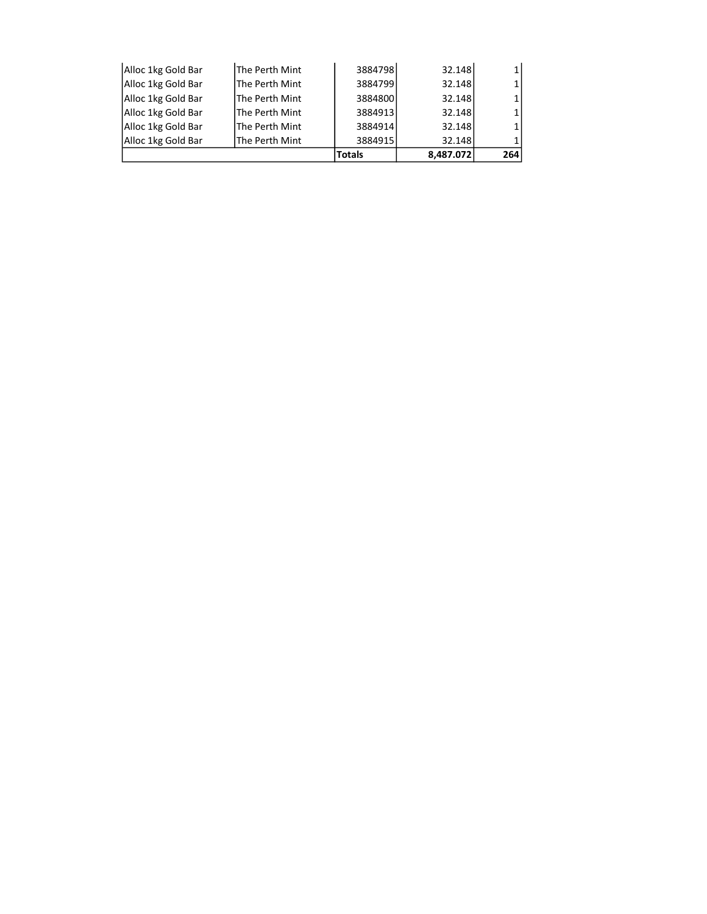| | | | | |
|---|---|---|---|---|
| Alloc 1kg Gold Bar | The Perth Mint | 3884798 | 32.148 | 1 |
| Alloc 1kg Gold Bar | The Perth Mint | 3884799 | 32.148 | 1 |
| Alloc 1kg Gold Bar | The Perth Mint | 3884800 | 32.148 | 1 |
| Alloc 1kg Gold Bar | The Perth Mint | 3884913 | 32.148 | 1 |
| Alloc 1kg Gold Bar | The Perth Mint | 3884914 | 32.148 | 1 |
| Alloc 1kg Gold Bar | The Perth Mint | 3884915 | 32.148 | 1 |
| | | **Totals** | **8,487.072** | **264** |